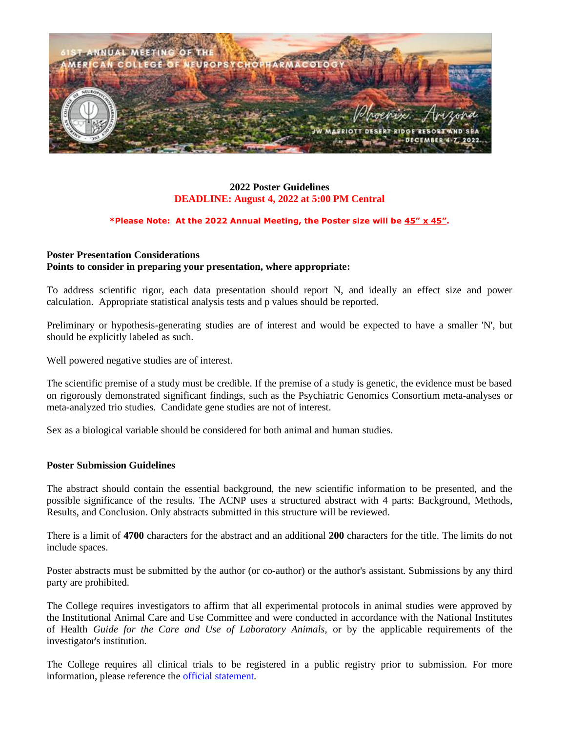## 2022 Poster Guidelines

**DEADLINE: August 4, 2022 at 5:00 PM Central**

***Please Note: At the 2022 Annual Meeting, the Poster size will be 45" x 45".**

### Poster Presentation Considerations

**Points to consider in preparing your presentation, where appropriate:**

To address scientific rigor, each data presentation should report N, and ideally an effect size and power calculation. Appropriate statistical analysis tests and p values should be reported.

Preliminary or hypothesis-generating studies are of interest and would be expected to have a smaller 'N', but should be explicitly labeled as such.

Well powered negative studies are of interest.

The scientific premise of a study must be credible. If the premise of a study is genetic, the evidence must be based on rigorously demonstrated significant findings, such as the Psychiatric Genomics Consortium meta-analyses or meta-analyzed trio studies. Candidate gene studies are not of interest.

Sex as a biological variable should be considered for both animal and human studies.

### Poster Submission Guidelines

The abstract should contain the essential background, the new scientific information to be presented, and the possible significance of the results. The ACNP uses a structured abstract with 4 parts: Background, Methods, Results, and Conclusion. Only abstracts submitted in this structure will be reviewed.

There is a limit of **4700** characters for the abstract and an additional **200** characters for the title. The limits do not include spaces.

Poster abstracts must be submitted by the author (or co-author) or the author's assistant. Submissions by any third party are prohibited.

The College requires investigators to affirm that all experimental protocols in animal studies were approved by the Institutional Animal Care and Use Committee and were conducted in accordance with the National Institutes of Health *Guide for the Care and Use of Laboratory Animals*, or by the applicable requirements of the investigator's institution.

The College requires all clinical trials to be registered in a public registry prior to submission. For more information, please reference the official statement.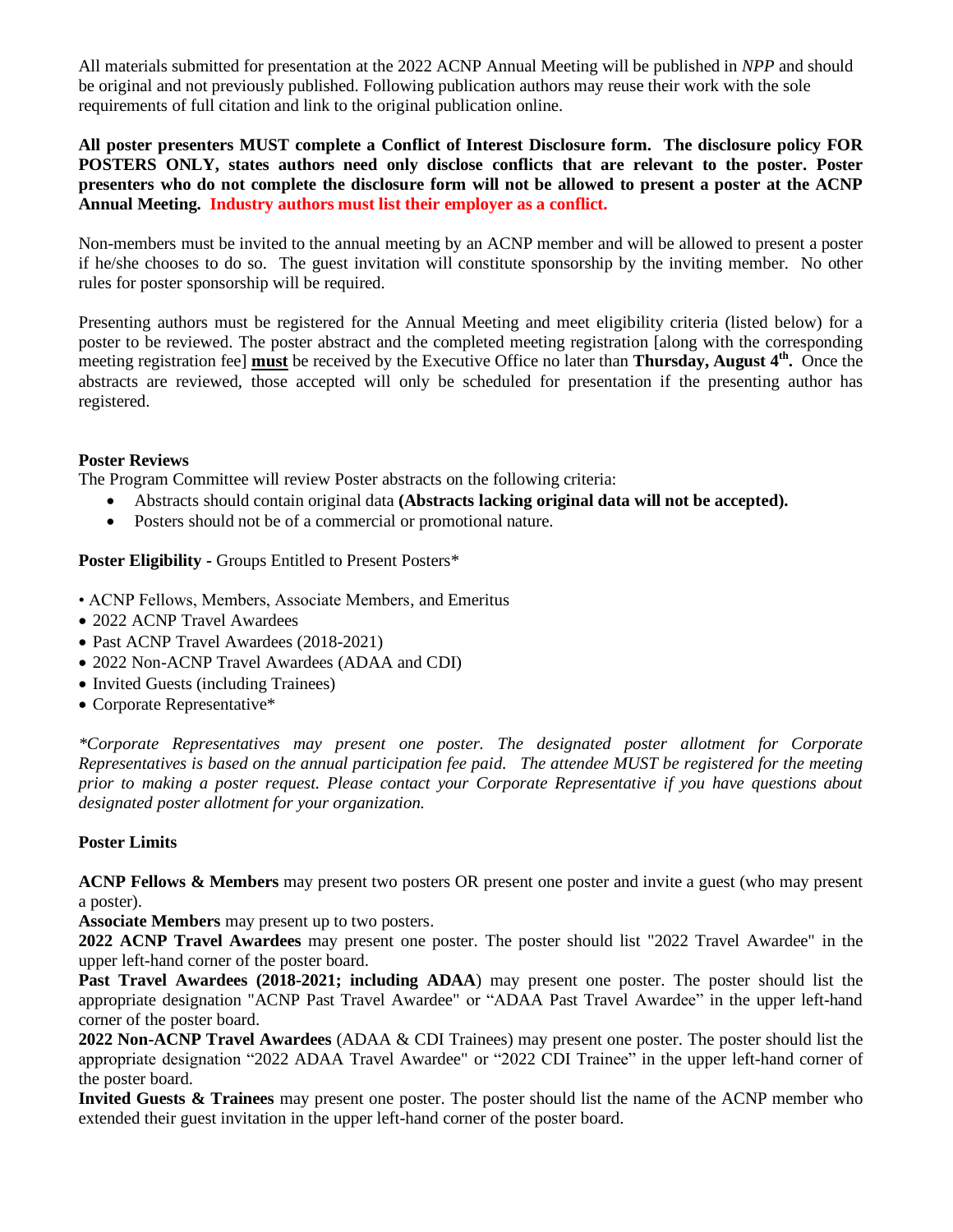All materials submitted for presentation at the 2022 ACNP Annual Meeting will be published in *NPP* and should be original and not previously published. Following publication authors may reuse their work with the sole requirements of full citation and link to the original publication online.

**All poster presenters MUST complete a Conflict of Interest Disclosure form. The disclosure policy FOR POSTERS ONLY, states authors need only disclose conflicts that are relevant to the poster. Poster presenters who do not complete the disclosure form will not be allowed to present a poster at the ACNP Annual Meeting. Industry authors must list their employer as a conflict.**

Non-members must be invited to the annual meeting by an ACNP member and will be allowed to present a poster if he/she chooses to do so. The guest invitation will constitute sponsorship by the inviting member. No other rules for poster sponsorship will be required.

Presenting authors must be registered for the Annual Meeting and meet eligibility criteria (listed below) for a poster to be reviewed. The poster abstract and the completed meeting registration [along with the corresponding meeting registration fee] **must** be received by the Executive Office no later than **Thursday, August 4th.** Once the abstracts are reviewed, those accepted will only be scheduled for presentation if the presenting author has registered.

**Poster Reviews**

The Program Committee will review Poster abstracts on the following criteria:

- Abstracts should contain original data **(Abstracts lacking original data will not be accepted).**
- Posters should not be of a commercial or promotional nature.

**Poster Eligibility -** Groups Entitled to Present Posters*

- ACNP Fellows, Members, Associate Members, and Emeritus
- 2022 ACNP Travel Awardees
- Past ACNP Travel Awardees (2018-2021)
- 2022 Non-ACNP Travel Awardees (ADAA and CDI)
- Invited Guests (including Trainees)
- Corporate Representative*

*\*Corporate Representatives may present one poster. The designated poster allotment for Corporate Representatives is based on the annual participation fee paid. The attendee MUST be registered for the meeting prior to making a poster request. Please contact your Corporate Representative if you have questions about designated poster allotment for your organization.*

**Poster Limits**

**ACNP Fellows & Members** may present two posters OR present one poster and invite a guest (who may present a poster).

**Associate Members** may present up to two posters.

**2022 ACNP Travel Awardees** may present one poster. The poster should list "2022 Travel Awardee" in the upper left-hand corner of the poster board.

**Past Travel Awardees (2018-2021; including ADAA**) may present one poster. The poster should list the appropriate designation "ACNP Past Travel Awardee" or "ADAA Past Travel Awardee" in the upper left-hand corner of the poster board.

**2022 Non-ACNP Travel Awardees** (ADAA & CDI Trainees) may present one poster. The poster should list the appropriate designation "2022 ADAA Travel Awardee" or "2022 CDI Trainee" in the upper left-hand corner of the poster board.

**Invited Guests & Trainees** may present one poster. The poster should list the name of the ACNP member who extended their guest invitation in the upper left-hand corner of the poster board.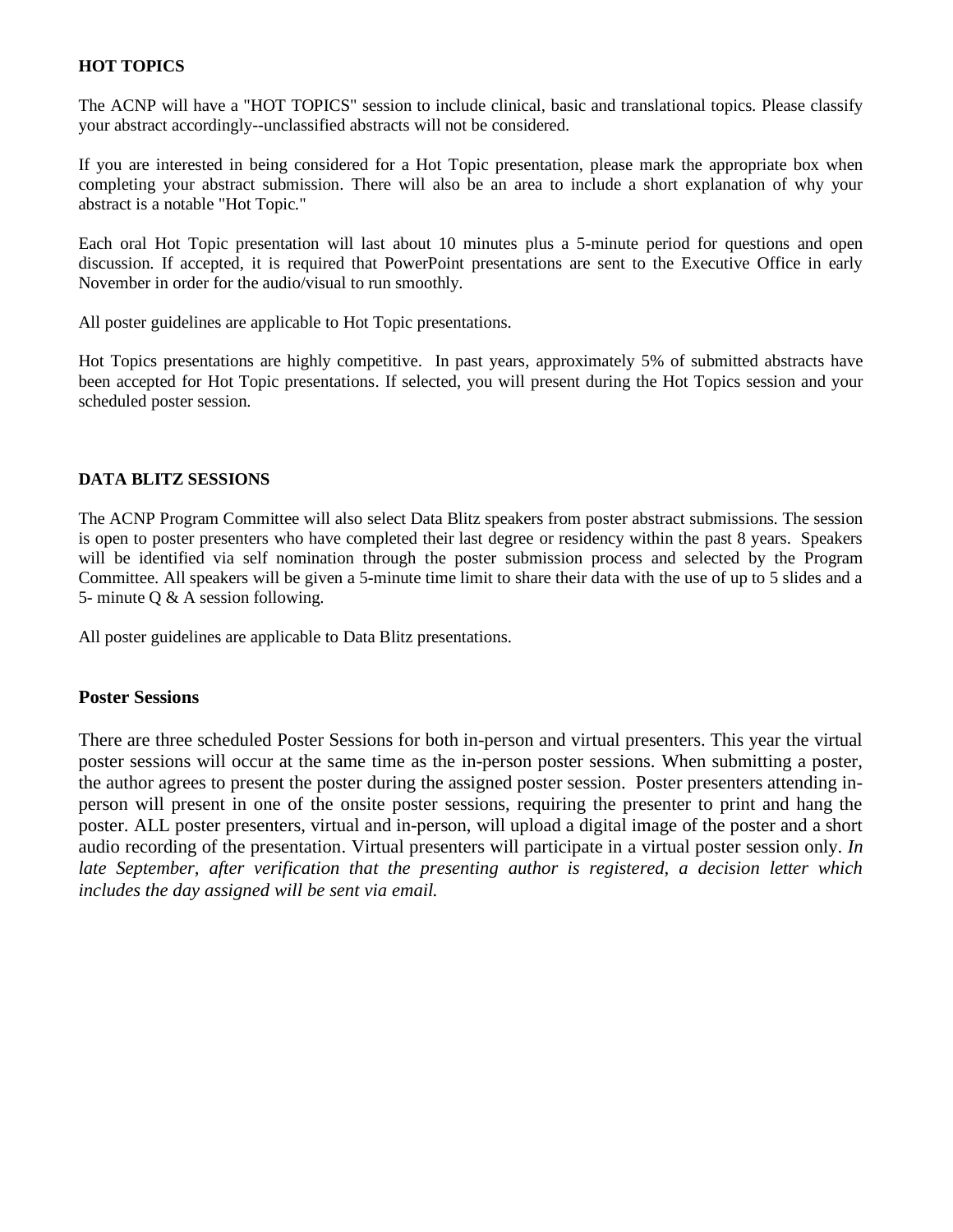**HOT TOPICS**

The ACNP will have a "HOT TOPICS" session to include clinical, basic and translational topics. Please classify your abstract accordingly--unclassified abstracts will not be considered.

If you are interested in being considered for a Hot Topic presentation, please mark the appropriate box when completing your abstract submission. There will also be an area to include a short explanation of why your abstract is a notable "Hot Topic."

Each oral Hot Topic presentation will last about 10 minutes plus a 5-minute period for questions and open discussion. If accepted, it is required that PowerPoint presentations are sent to the Executive Office in early November in order for the audio/visual to run smoothly.

All poster guidelines are applicable to Hot Topic presentations.

Hot Topics presentations are highly competitive. In past years, approximately 5% of submitted abstracts have been accepted for Hot Topic presentations. If selected, you will present during the Hot Topics session and your scheduled poster session.

**DATA BLITZ SESSIONS**

The ACNP Program Committee will also select Data Blitz speakers from poster abstract submissions. The session is open to poster presenters who have completed their last degree or residency within the past 8 years. Speakers will be identified via self nomination through the poster submission process and selected by the Program Committee. All speakers will be given a 5-minute time limit to share their data with the use of up to 5 slides and a 5- minute Q & A session following.

All poster guidelines are applicable to Data Blitz presentations.

**Poster Sessions**

There are three scheduled Poster Sessions for both in-person and virtual presenters. This year the virtual poster sessions will occur at the same time as the in-person poster sessions. When submitting a poster, the author agrees to present the poster during the assigned poster session. Poster presenters attending in-person will present in one of the onsite poster sessions, requiring the presenter to print and hang the poster. ALL poster presenters, virtual and in-person, will upload a digital image of the poster and a short audio recording of the presentation. Virtual presenters will participate in a virtual poster session only. *In late September, after verification that the presenting author is registered, a decision letter which includes the day assigned will be sent via email.*